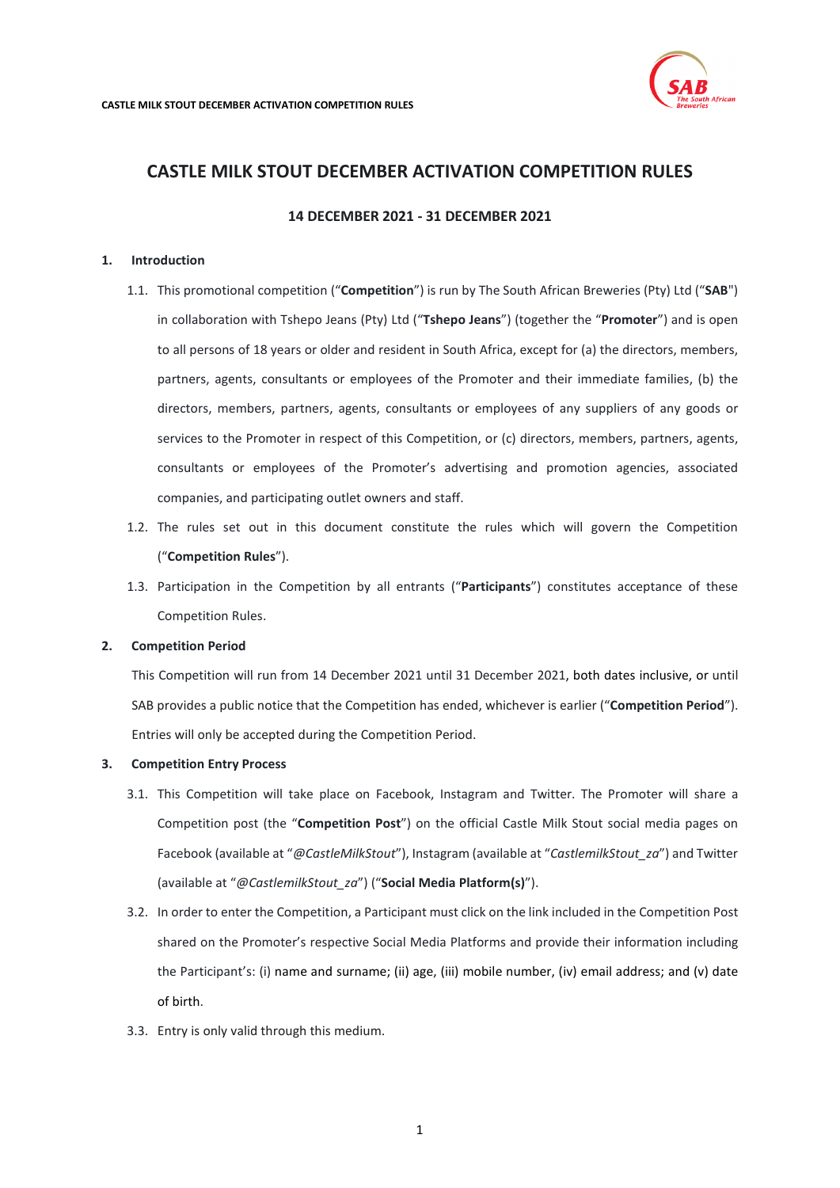# CASTLE MILK STOUT DECEMBER ACTIVATION COMPETITION RULES

**14 DECEMBER 2021 - 31 DECEMBER 2021**

## 1. Introduction

1.1. This promotional competition ("**Competition**") is run by The South African Breweries (Pty) Ltd ("**SAB**") in collaboration with Tshepo Jeans (Pty) Ltd ("**Tshepo Jeans**") (together the "**Promoter**") and is open to all persons of 18 years or older and resident in South Africa, except for (a) the directors, members, partners, agents, consultants or employees of the Promoter and their immediate families, (b) the directors, members, partners, agents, consultants or employees of any suppliers of any goods or services to the Promoter in respect of this Competition, or (c) directors, members, partners, agents, consultants or employees of the Promoter's advertising and promotion agencies, associated companies, and participating outlet owners and staff.

1.2. The rules set out in this document constitute the rules which will govern the Competition ("**Competition Rules**").

1.3. Participation in the Competition by all entrants ("**Participants**") constitutes acceptance of these Competition Rules.

## 2. Competition Period

This Competition will run from 14 December 2021 until 31 December 2021, both dates inclusive, or until SAB provides a public notice that the Competition has ended, whichever is earlier ("**Competition Period**"). Entries will only be accepted during the Competition Period.

## 3. Competition Entry Process

3.1. This Competition will take place on Facebook, Instagram and Twitter. The Promoter will share a Competition post (the "**Competition Post**") on the official Castle Milk Stout social media pages on Facebook (available at "*@CastleMilkStout*"), Instagram (available at "*CastlemilkStout_za*") and Twitter (available at "*@CastlemilkStout_za*") ("**Social Media Platform(s)**").

3.2. In order to enter the Competition, a Participant must click on the link included in the Competition Post shared on the Promoter's respective Social Media Platforms and provide their information including the Participant's: (i) name and surname; (ii) age, (iii) mobile number, (iv) email address; and (v) date of birth.

3.3. Entry is only valid through this medium.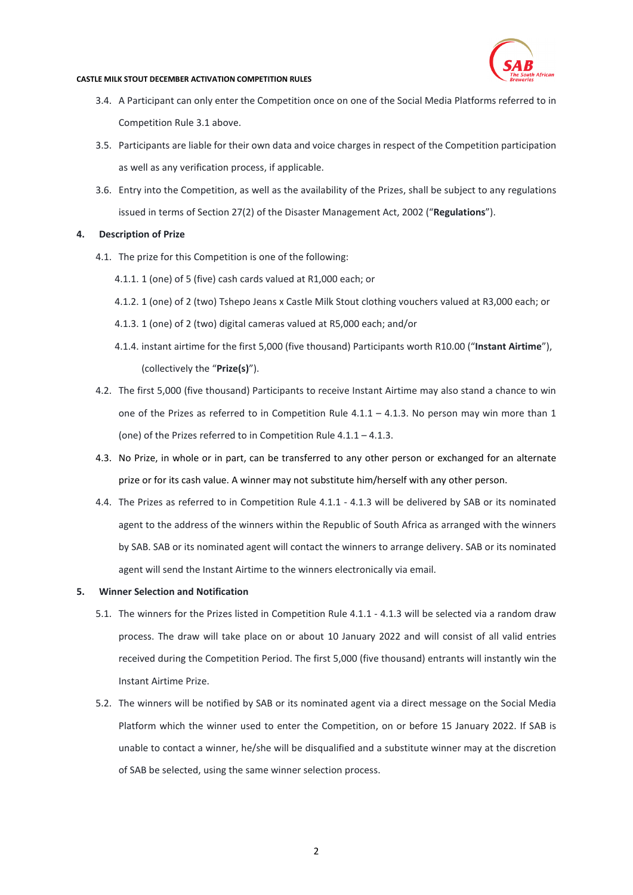3.4. A Participant can only enter the Competition once on one of the Social Media Platforms referred to in Competition Rule 3.1 above.

3.5. Participants are liable for their own data and voice charges in respect of the Competition participation as well as any verification process, if applicable.

3.6. Entry into the Competition, as well as the availability of the Prizes, shall be subject to any regulations issued in terms of Section 27(2) of the Disaster Management Act, 2002 ("**Regulations**").

**4. Description of Prize**

4.1. The prize for this Competition is one of the following:

4.1.1. 1 (one) of 5 (five) cash cards valued at R1,000 each; or

4.1.2. 1 (one) of 2 (two) Tshepo Jeans x Castle Milk Stout clothing vouchers valued at R3,000 each; or

4.1.3. 1 (one) of 2 (two) digital cameras valued at R5,000 each; and/or

4.1.4. instant airtime for the first 5,000 (five thousand) Participants worth R10.00 ("**Instant Airtime**"), (collectively the "**Prize(s)**").

4.2. The first 5,000 (five thousand) Participants to receive Instant Airtime may also stand a chance to win one of the Prizes as referred to in Competition Rule 4.1.1 – 4.1.3. No person may win more than 1 (one) of the Prizes referred to in Competition Rule 4.1.1 – 4.1.3.

4.3. No Prize, in whole or in part, can be transferred to any other person or exchanged for an alternate prize or for its cash value. A winner may not substitute him/herself with any other person.

4.4. The Prizes as referred to in Competition Rule 4.1.1 - 4.1.3 will be delivered by SAB or its nominated agent to the address of the winners within the Republic of South Africa as arranged with the winners by SAB. SAB or its nominated agent will contact the winners to arrange delivery. SAB or its nominated agent will send the Instant Airtime to the winners electronically via email.

**5. Winner Selection and Notification**

5.1. The winners for the Prizes listed in Competition Rule 4.1.1 - 4.1.3 will be selected via a random draw process. The draw will take place on or about 10 January 2022 and will consist of all valid entries received during the Competition Period. The first 5,000 (five thousand) entrants will instantly win the Instant Airtime Prize.

5.2. The winners will be notified by SAB or its nominated agent via a direct message on the Social Media Platform which the winner used to enter the Competition, on or before 15 January 2022. If SAB is unable to contact a winner, he/she will be disqualified and a substitute winner may at the discretion of SAB be selected, using the same winner selection process.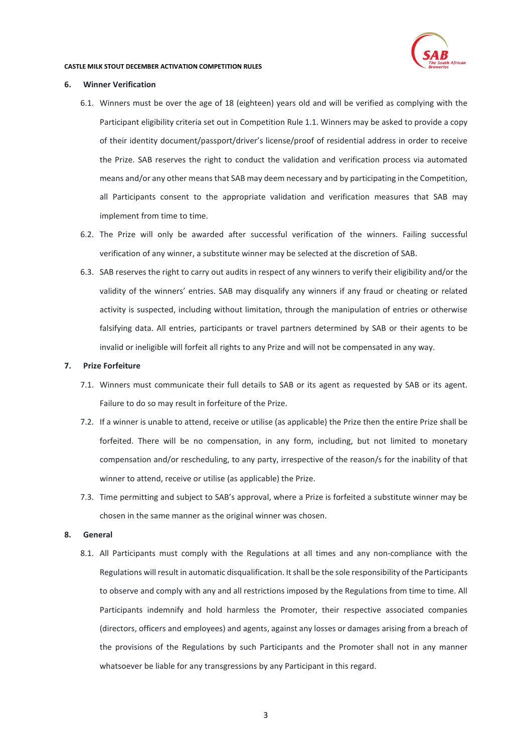## 6. Winner Verification

6.1. Winners must be over the age of 18 (eighteen) years old and will be verified as complying with the Participant eligibility criteria set out in Competition Rule 1.1. Winners may be asked to provide a copy of their identity document/passport/driver's license/proof of residential address in order to receive the Prize. SAB reserves the right to conduct the validation and verification process via automated means and/or any other means that SAB may deem necessary and by participating in the Competition, all Participants consent to the appropriate validation and verification measures that SAB may implement from time to time.

6.2. The Prize will only be awarded after successful verification of the winners. Failing successful verification of any winner, a substitute winner may be selected at the discretion of SAB.

6.3. SAB reserves the right to carry out audits in respect of any winners to verify their eligibility and/or the validity of the winners' entries. SAB may disqualify any winners if any fraud or cheating or related activity is suspected, including without limitation, through the manipulation of entries or otherwise falsifying data. All entries, participants or travel partners determined by SAB or their agents to be invalid or ineligible will forfeit all rights to any Prize and will not be compensated in any way.

## 7. Prize Forfeiture

7.1. Winners must communicate their full details to SAB or its agent as requested by SAB or its agent. Failure to do so may result in forfeiture of the Prize.

7.2. If a winner is unable to attend, receive or utilise (as applicable) the Prize then the entire Prize shall be forfeited. There will be no compensation, in any form, including, but not limited to monetary compensation and/or rescheduling, to any party, irrespective of the reason/s for the inability of that winner to attend, receive or utilise (as applicable) the Prize.

7.3. Time permitting and subject to SAB's approval, where a Prize is forfeited a substitute winner may be chosen in the same manner as the original winner was chosen.

## 8. General

8.1. All Participants must comply with the Regulations at all times and any non-compliance with the Regulations will result in automatic disqualification. It shall be the sole responsibility of the Participants to observe and comply with any and all restrictions imposed by the Regulations from time to time. All Participants indemnify and hold harmless the Promoter, their respective associated companies (directors, officers and employees) and agents, against any losses or damages arising from a breach of the provisions of the Regulations by such Participants and the Promoter shall not in any manner whatsoever be liable for any transgressions by any Participant in this regard.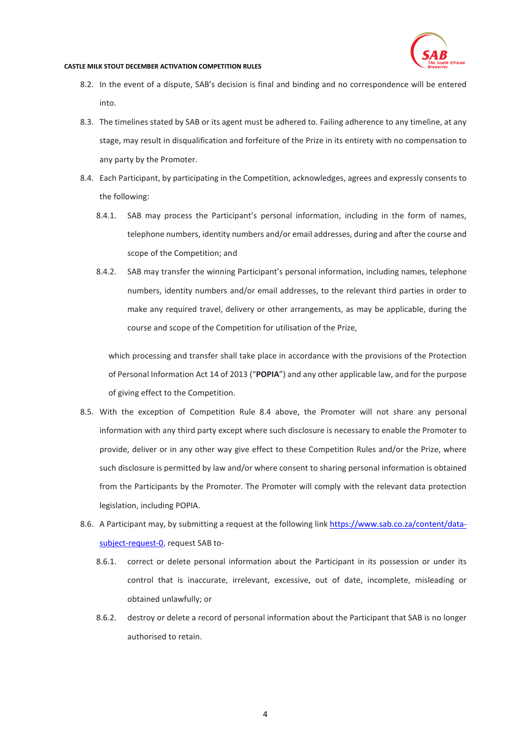8.2. In the event of a dispute, SAB's decision is final and binding and no correspondence will be entered into.

8.3. The timelines stated by SAB or its agent must be adhered to. Failing adherence to any timeline, at any stage, may result in disqualification and forfeiture of the Prize in its entirety with no compensation to any party by the Promoter.

8.4. Each Participant, by participating in the Competition, acknowledges, agrees and expressly consents to the following:

   8.4.1. SAB may process the Participant's personal information, including in the form of names, telephone numbers, identity numbers and/or email addresses, during and after the course and scope of the Competition; and

   8.4.2. SAB may transfer the winning Participant's personal information, including names, telephone numbers, identity numbers and/or email addresses, to the relevant third parties in order to make any required travel, delivery or other arrangements, as may be applicable, during the course and scope of the Competition for utilisation of the Prize,

   which processing and transfer shall take place in accordance with the provisions of the Protection of Personal Information Act 14 of 2013 ("**POPIA**") and any other applicable law, and for the purpose of giving effect to the Competition.

8.5. With the exception of Competition Rule 8.4 above, the Promoter will not share any personal information with any third party except where such disclosure is necessary to enable the Promoter to provide, deliver or in any other way give effect to these Competition Rules and/or the Prize, where such disclosure is permitted by law and/or where consent to sharing personal information is obtained from the Participants by the Promoter. The Promoter will comply with the relevant data protection legislation, including POPIA.

8.6. A Participant may, by submitting a request at the following link https://www.sab.co.za/content/data-subject-request-0, request SAB to-

   8.6.1. correct or delete personal information about the Participant in its possession or under its control that is inaccurate, irrelevant, excessive, out of date, incomplete, misleading or obtained unlawfully; or

   8.6.2. destroy or delete a record of personal information about the Participant that SAB is no longer authorised to retain.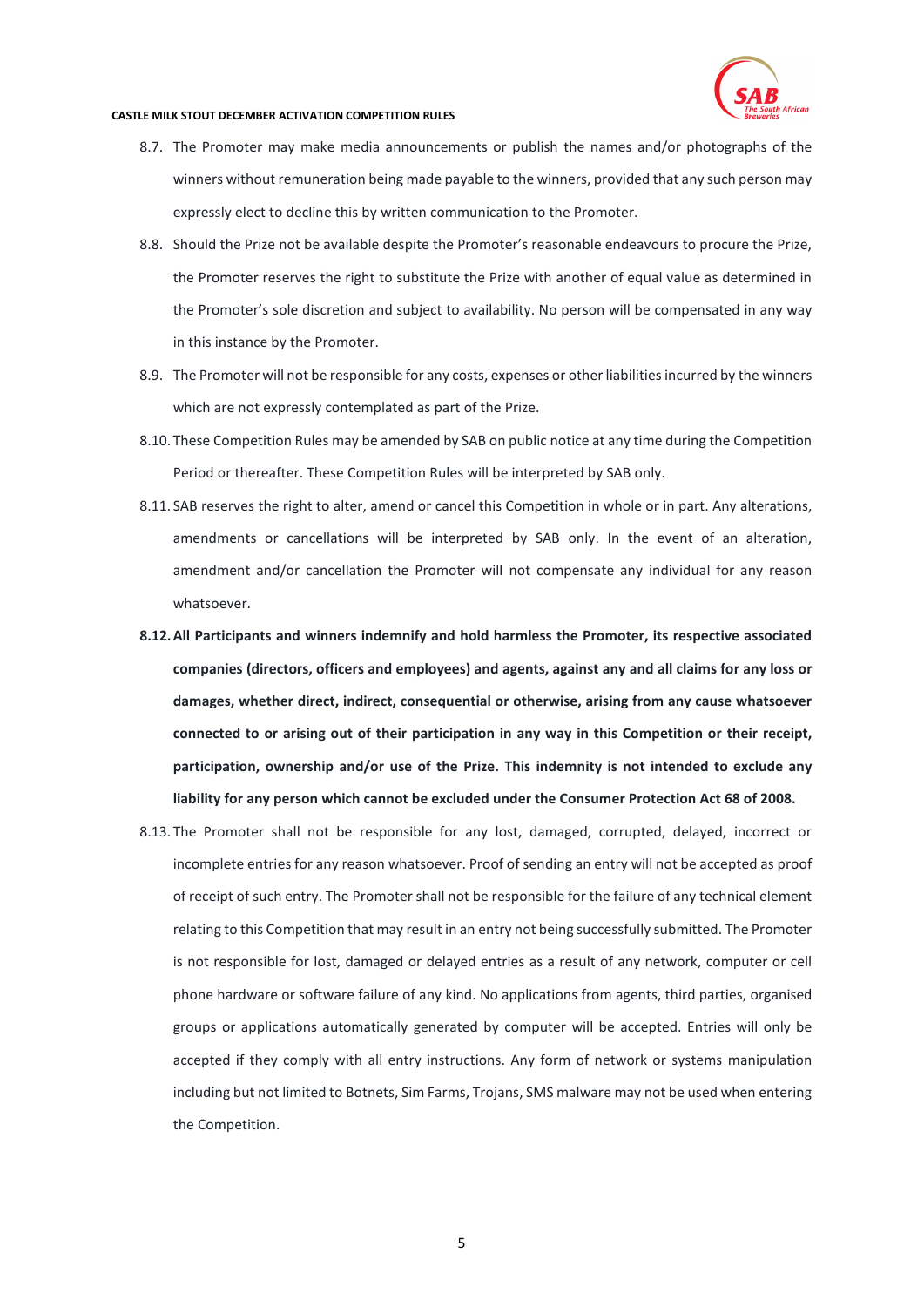8.7. The Promoter may make media announcements or publish the names and/or photographs of the winners without remuneration being made payable to the winners, provided that any such person may expressly elect to decline this by written communication to the Promoter.

8.8. Should the Prize not be available despite the Promoter's reasonable endeavours to procure the Prize, the Promoter reserves the right to substitute the Prize with another of equal value as determined in the Promoter's sole discretion and subject to availability. No person will be compensated in any way in this instance by the Promoter.

8.9. The Promoter will not be responsible for any costs, expenses or other liabilities incurred by the winners which are not expressly contemplated as part of the Prize.

8.10. These Competition Rules may be amended by SAB on public notice at any time during the Competition Period or thereafter. These Competition Rules will be interpreted by SAB only.

8.11. SAB reserves the right to alter, amend or cancel this Competition in whole or in part. Any alterations, amendments or cancellations will be interpreted by SAB only. In the event of an alteration, amendment and/or cancellation the Promoter will not compensate any individual for any reason whatsoever.

**8.12. All Participants and winners indemnify and hold harmless the Promoter, its respective associated companies (directors, officers and employees) and agents, against any and all claims for any loss or damages, whether direct, indirect, consequential or otherwise, arising from any cause whatsoever connected to or arising out of their participation in any way in this Competition or their receipt, participation, ownership and/or use of the Prize. This indemnity is not intended to exclude any liability for any person which cannot be excluded under the Consumer Protection Act 68 of 2008.**

8.13. The Promoter shall not be responsible for any lost, damaged, corrupted, delayed, incorrect or incomplete entries for any reason whatsoever. Proof of sending an entry will not be accepted as proof of receipt of such entry. The Promoter shall not be responsible for the failure of any technical element relating to this Competition that may result in an entry not being successfully submitted. The Promoter is not responsible for lost, damaged or delayed entries as a result of any network, computer or cell phone hardware or software failure of any kind. No applications from agents, third parties, organised groups or applications automatically generated by computer will be accepted. Entries will only be accepted if they comply with all entry instructions. Any form of network or systems manipulation including but not limited to Botnets, Sim Farms, Trojans, SMS malware may not be used when entering the Competition.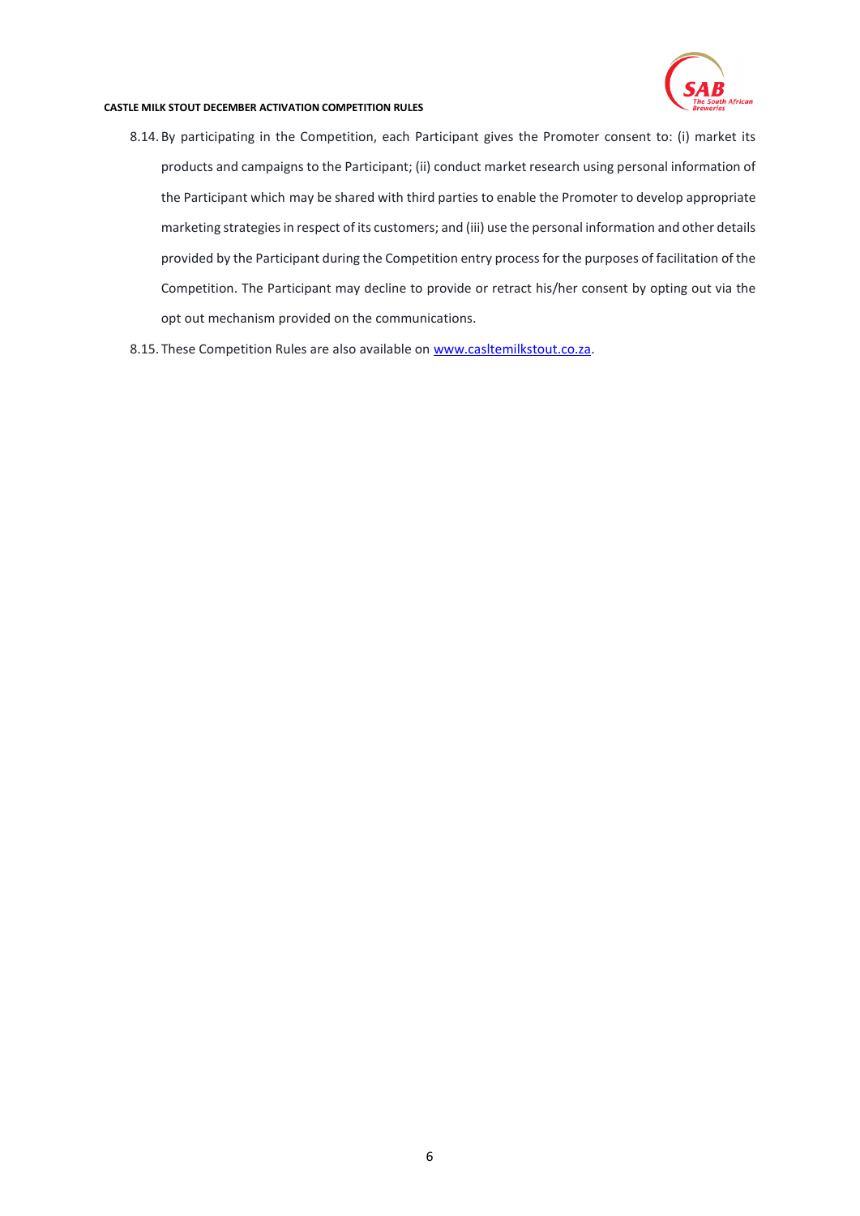8.14. By participating in the Competition, each Participant gives the Promoter consent to: (i) market its products and campaigns to the Participant; (ii) conduct market research using personal information of the Participant which may be shared with third parties to enable the Promoter to develop appropriate marketing strategies in respect of its customers; and (iii) use the personal information and other details provided by the Participant during the Competition entry process for the purposes of facilitation of the Competition. The Participant may decline to provide or retract his/her consent by opting out via the opt out mechanism provided on the communications.

8.15. These Competition Rules are also available on www.casltemilkstout.co.za.